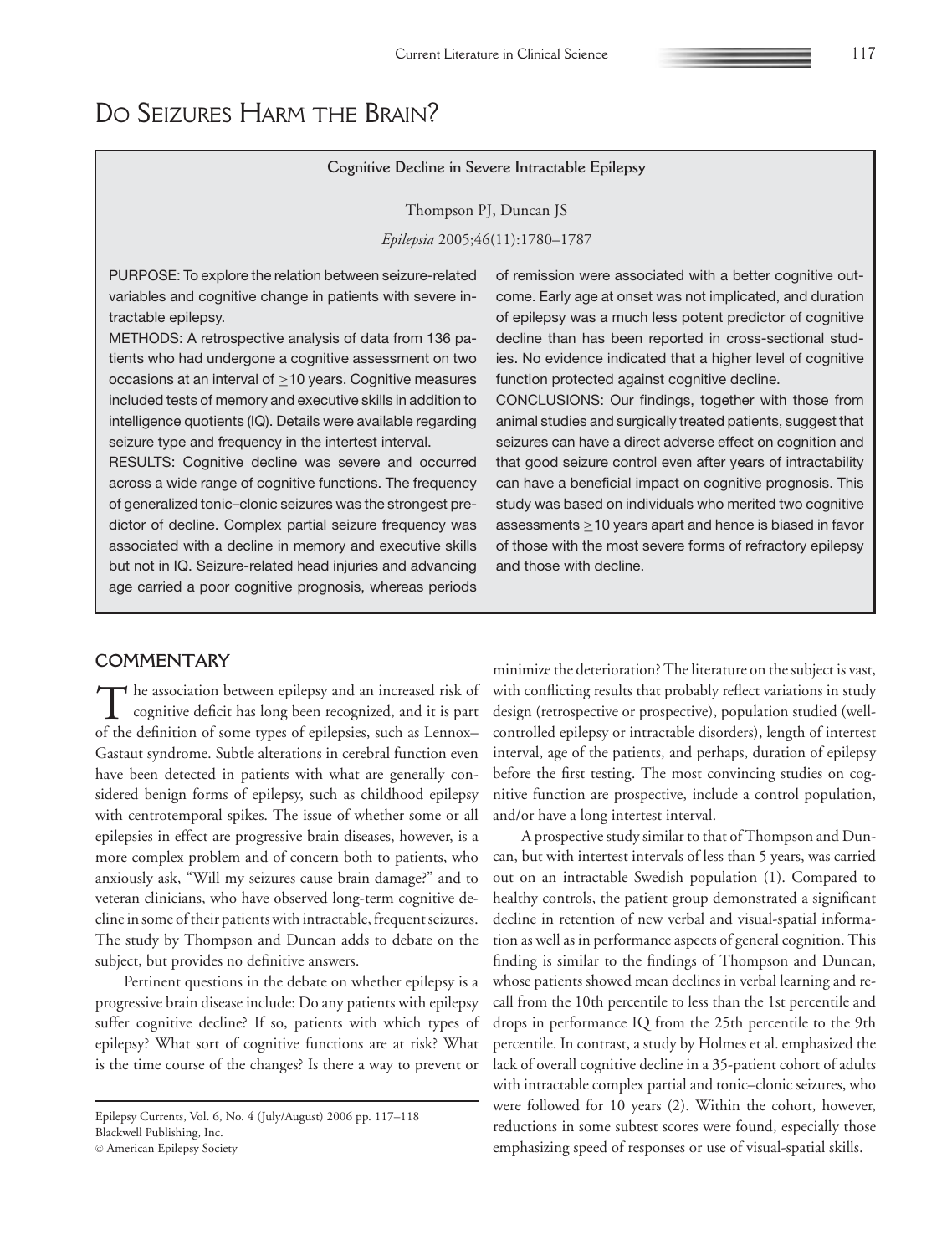# Do Seizures Harm the Brain?

**Cognitive Decline in Severe Intractable Epilepsy**

Thompson PJ, Duncan JS

*Epilepsia* 2005;46(11):1780–1787

PURPOSE: To explore the relation between seizure-related variables and cognitive change in patients with severe intractable epilepsy.

METHODS: A retrospective analysis of data from 136 patients who had undergone a cognitive assessment on two occasions at an interval of ≥10 years. Cognitive measures included tests of memory and executive skills in addition to intelligence quotients (IQ). Details were available regarding seizure type and frequency in the intertest interval.

RESULTS: Cognitive decline was severe and occurred across a wide range of cognitive functions. The frequency of generalized tonic–clonic seizures was the strongest predictor of decline. Complex partial seizure frequency was associated with a decline in memory and executive skills but not in IQ. Seizure-related head injuries and advancing age carried a poor cognitive prognosis, whereas periods of remission were associated with a better cognitive outcome. Early age at onset was not implicated, and duration of epilepsy was a much less potent predictor of cognitive decline than has been reported in cross-sectional studies. No evidence indicated that a higher level of cognitive function protected against cognitive decline.

CONCLUSIONS: Our findings, together with those from animal studies and surgically treated patients, suggest that seizures can have a direct adverse effect on cognition and that good seizure control even after years of intractability can have a beneficial impact on cognitive prognosis. This study was based on individuals who merited two cognitive assessments ≥10 years apart and hence is biased in favor of those with the most severe forms of refractory epilepsy and those with decline.

## Commentary

The association between epilepsy and an increased risk of cognitive deficit has long been recognized, and it is part of the definition of some types of epilepsies, such as Lennox–Gastaut syndrome. Subtle alterations in cerebral function even have been detected in patients with what are generally considered benign forms of epilepsy, such as childhood epilepsy with centrotemporal spikes. The issue of whether some or all epilepsies in effect are progressive brain diseases, however, is a more complex problem and of concern both to patients, who anxiously ask, "Will my seizures cause brain damage?" and to veteran clinicians, who have observed long-term cognitive decline in some of their patients with intractable, frequent seizures. The study by Thompson and Duncan adds to debate on the subject, but provides no definitive answers.

Pertinent questions in the debate on whether epilepsy is a progressive brain disease include: Do any patients with epilepsy suffer cognitive decline? If so, patients with which types of epilepsy? What sort of cognitive functions are at risk? What is the time course of the changes? Is there a way to prevent or minimize the deterioration? The literature on the subject is vast, with conflicting results that probably reflect variations in study design (retrospective or prospective), population studied (well-controlled epilepsy or intractable disorders), length of intertest interval, age of the patients, and perhaps, duration of epilepsy before the first testing. The most convincing studies on cognitive function are prospective, include a control population, and/or have a long intertest interval.

A prospective study similar to that of Thompson and Duncan, but with intertest intervals of less than 5 years, was carried out on an intractable Swedish population (1). Compared to healthy controls, the patient group demonstrated a significant decline in retention of new verbal and visual-spatial information as well as in performance aspects of general cognition. This finding is similar to the findings of Thompson and Duncan, whose patients showed mean declines in verbal learning and recall from the 10th percentile to less than the 1st percentile and drops in performance IQ from the 25th percentile to the 9th percentile. In contrast, a study by Holmes et al. emphasized the lack of overall cognitive decline in a 35-patient cohort of adults with intractable complex partial and tonic–clonic seizures, who were followed for 10 years (2). Within the cohort, however, reductions in some subtest scores were found, especially those emphasizing speed of responses or use of visual-spatial skills.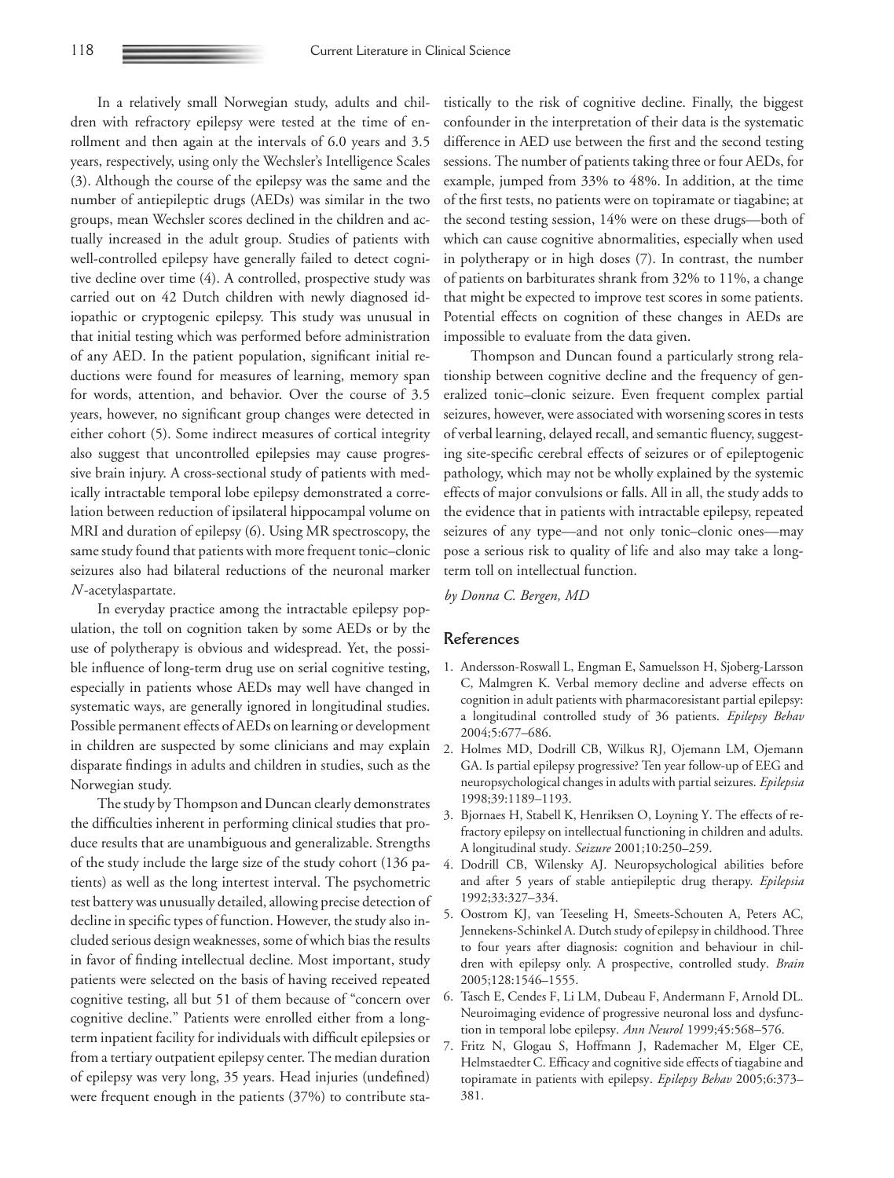In a relatively small Norwegian study, adults and children with refractory epilepsy were tested at the time of enrollment and then again at the intervals of 6.0 years and 3.5 years, respectively, using only the Wechsler's Intelligence Scales (3). Although the course of the epilepsy was the same and the number of antiepileptic drugs (AEDs) was similar in the two groups, mean Wechsler scores declined in the children and actually increased in the adult group. Studies of patients with well-controlled epilepsy have generally failed to detect cognitive decline over time (4). A controlled, prospective study was carried out on 42 Dutch children with newly diagnosed idiopathic or cryptogenic epilepsy. This study was unusual in that initial testing which was performed before administration of any AED. In the patient population, significant initial reductions were found for measures of learning, memory span for words, attention, and behavior. Over the course of 3.5 years, however, no significant group changes were detected in either cohort (5). Some indirect measures of cortical integrity also suggest that uncontrolled epilepsies may cause progressive brain injury. A cross-sectional study of patients with medically intractable temporal lobe epilepsy demonstrated a correlation between reduction of ipsilateral hippocampal volume on MRI and duration of epilepsy (6). Using MR spectroscopy, the same study found that patients with more frequent tonic–clonic seizures also had bilateral reductions of the neuronal marker *N*-acetylaspartate.

In everyday practice among the intractable epilepsy population, the toll on cognition taken by some AEDs or by the use of polytherapy is obvious and widespread. Yet, the possible influence of long-term drug use on serial cognitive testing, especially in patients whose AEDs may well have changed in systematic ways, are generally ignored in longitudinal studies. Possible permanent effects of AEDs on learning or development in children are suspected by some clinicians and may explain disparate findings in adults and children in studies, such as the Norwegian study.

The study by Thompson and Duncan clearly demonstrates the difficulties inherent in performing clinical studies that produce results that are unambiguous and generalizable. Strengths of the study include the large size of the study cohort (136 patients) as well as the long intertest interval. The psychometric test battery was unusually detailed, allowing precise detection of decline in specific types of function. However, the study also included serious design weaknesses, some of which bias the results in favor of finding intellectual decline. Most important, study patients were selected on the basis of having received repeated cognitive testing, all but 51 of them because of "concern over cognitive decline." Patients were enrolled either from a long-term inpatient facility for individuals with difficult epilepsies or from a tertiary outpatient epilepsy center. The median duration of epilepsy was very long, 35 years. Head injuries (undefined) were frequent enough in the patients (37%) to contribute statistically to the risk of cognitive decline. Finally, the biggest confounder in the interpretation of their data is the systematic difference in AED use between the first and the second testing sessions. The number of patients taking three or four AEDs, for example, jumped from 33% to 48%. In addition, at the time of the first tests, no patients were on topiramate or tiagabine; at the second testing session, 14% were on these drugs—both of which can cause cognitive abnormalities, especially when used in polytherapy or in high doses (7). In contrast, the number of patients on barbiturates shrank from 32% to 11%, a change that might be expected to improve test scores in some patients. Potential effects on cognition of these changes in AEDs are impossible to evaluate from the data given.

Thompson and Duncan found a particularly strong relationship between cognitive decline and the frequency of generalized tonic–clonic seizure. Even frequent complex partial seizures, however, were associated with worsening scores in tests of verbal learning, delayed recall, and semantic fluency, suggesting site-specific cerebral effects of seizures or of epileptogenic pathology, which may not be wholly explained by the systemic effects of major convulsions or falls. All in all, the study adds to the evidence that in patients with intractable epilepsy, repeated seizures of any type—and not only tonic–clonic ones—may pose a serious risk to quality of life and also may take a long-term toll on intellectual function.

*by Donna C. Bergen, MD*

## References

1. Andersson-Roswall L, Engman E, Samuelsson H, Sjoberg-Larsson C, Malmgren K. Verbal memory decline and adverse effects on cognition in adult patients with pharmacoresistant partial epilepsy: a longitudinal controlled study of 36 patients. *Epilepsy Behav* 2004;5:677–686.
2. Holmes MD, Dodrill CB, Wilkus RJ, Ojemann LM, Ojemann GA. Is partial epilepsy progressive? Ten year follow-up of EEG and neuropsychological changes in adults with partial seizures. *Epilepsia* 1998;39:1189–1193.
3. Bjornaes H, Stabell K, Henriksen O, Loyning Y. The effects of refractory epilepsy on intellectual functioning in children and adults. A longitudinal study. *Seizure* 2001;10:250–259.
4. Dodrill CB, Wilensky AJ. Neuropsychological abilities before and after 5 years of stable antiepileptic drug therapy. *Epilepsia* 1992;33:327–334.
5. Oostrom KJ, van Teeseling H, Smeets-Schouten A, Peters AC, Jennekens-Schinkel A. Dutch study of epilepsy in childhood. Three to four years after diagnosis: cognition and behaviour in children with epilepsy only. A prospective, controlled study. *Brain* 2005;128:1546–1555.
6. Tasch E, Cendes F, Li LM, Dubeau F, Andermann F, Arnold DL. Neuroimaging evidence of progressive neuronal loss and dysfunction in temporal lobe epilepsy. *Ann Neurol* 1999;45:568–576.
7. Fritz N, Glogau S, Hoffmann J, Rademacher M, Elger CE, Helmstaedter C. Efficacy and cognitive side effects of tiagabine and topiramate in patients with epilepsy. *Epilepsy Behav* 2005;6:373–381.